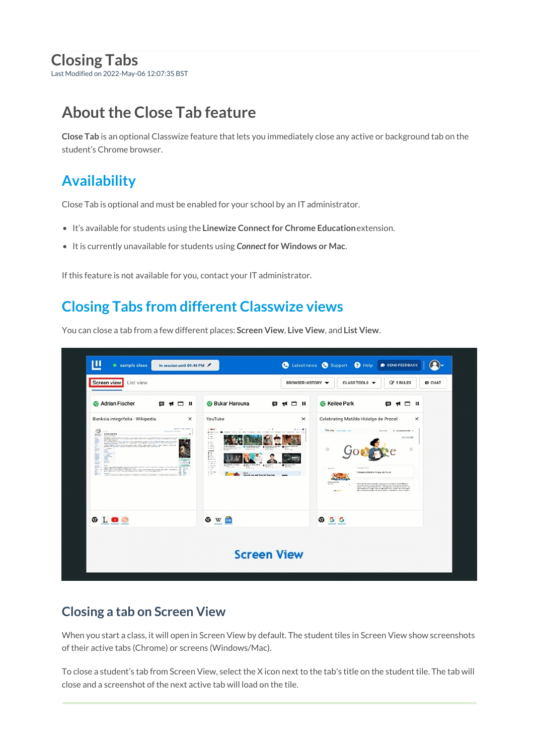# Closing Tabs

Last Modified on 2022-May-06 12:07:35 BST

## About the Close Tab feature

**Close Tab** is an optional Classwize feature that lets you immediately close any active or background tab on the student's Chrome browser.

## Availability

Close Tab is optional and must be enabled for your school by an IT administrator.

- It's available for students using the **Linewize Connect for Chrome Education** extension.
- It is currently unavailable for students using ***Connect*** **for Windows or Mac**.

If this feature is not available for you, contact your IT administrator.

## Closing Tabs from different Classwize views

You can close a tab from a few different places: **Screen View**, **Live View**, and **List View**.

### Closing a tab on Screen View

When you start a class, it will open in Screen View by default. The student tiles in Screen View show screenshots of their active tabs (Chrome) or screens (Windows/Mac).

To close a student's tab from Screen View, select the X icon next to the tab's title on the student tile. The tab will close and a screenshot of the next active tab will load on the tile.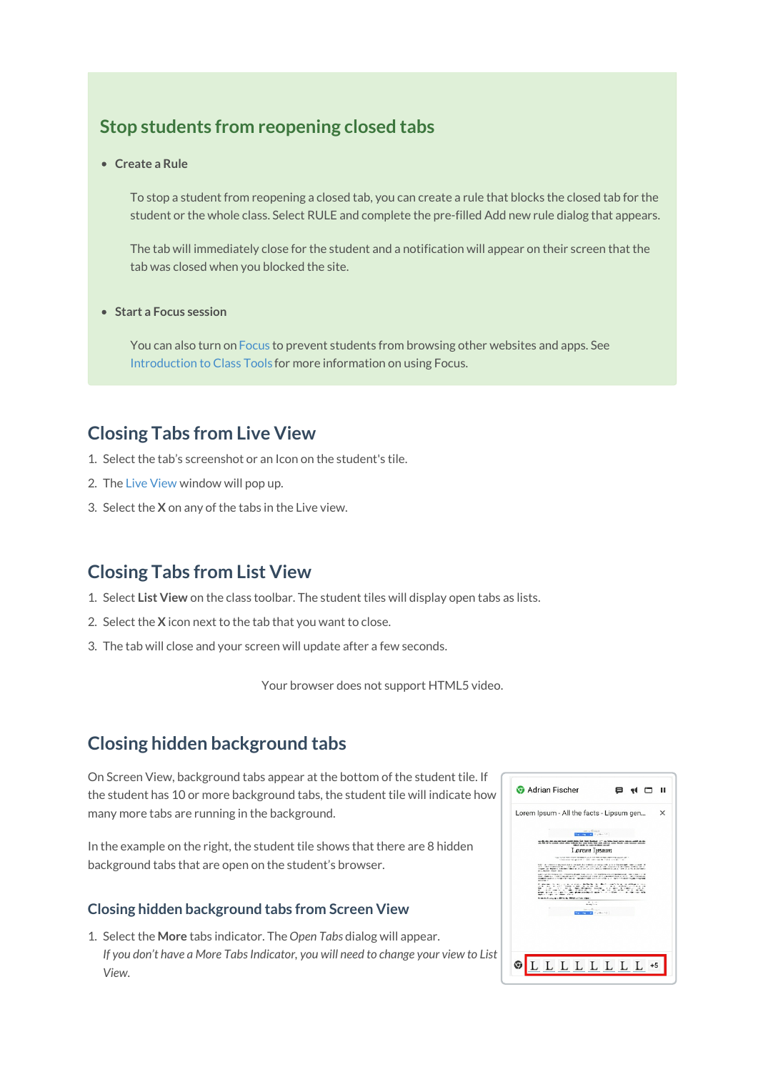## Stop students from reopening closed tabs

- **Create a Rule**

  To stop a student from reopening a closed tab, you can create a rule that blocks the closed tab for the student or the whole class. Select RULE and complete the pre-filled Add new rule dialog that appears.

  The tab will immediately close for the student and a notification will appear on their screen that the tab was closed when you blocked the site.

- **Start a Focus session**

  You can also turn on Focus to prevent students from browsing other websites and apps. See Introduction to Class Tools for more information on using Focus.

## Closing Tabs from Live View

1. Select the tab's screenshot or an Icon on the student's tile.
2. The Live View window will pop up.
3. Select the **X** on any of the tabs in the Live view.

## Closing Tabs from List View

1. Select **List View** on the class toolbar. The student tiles will display open tabs as lists.
2. Select the **X** icon next to the tab that you want to close.
3. The tab will close and your screen will update after a few seconds.

Your browser does not support HTML5 video.

## Closing hidden background tabs

On Screen View, background tabs appear at the bottom of the student tile. If the student has 10 or more background tabs, the student tile will indicate how many more tabs are running in the background.

In the example on the right, the student tile shows that there are 8 hidden background tabs that are open on the student's browser.

### Closing hidden background tabs from Screen View

1. Select the **More** tabs indicator. The *Open Tabs* dialog will appear.
   *If you don't have a More Tabs Indicator, you will need to change your view to List View.*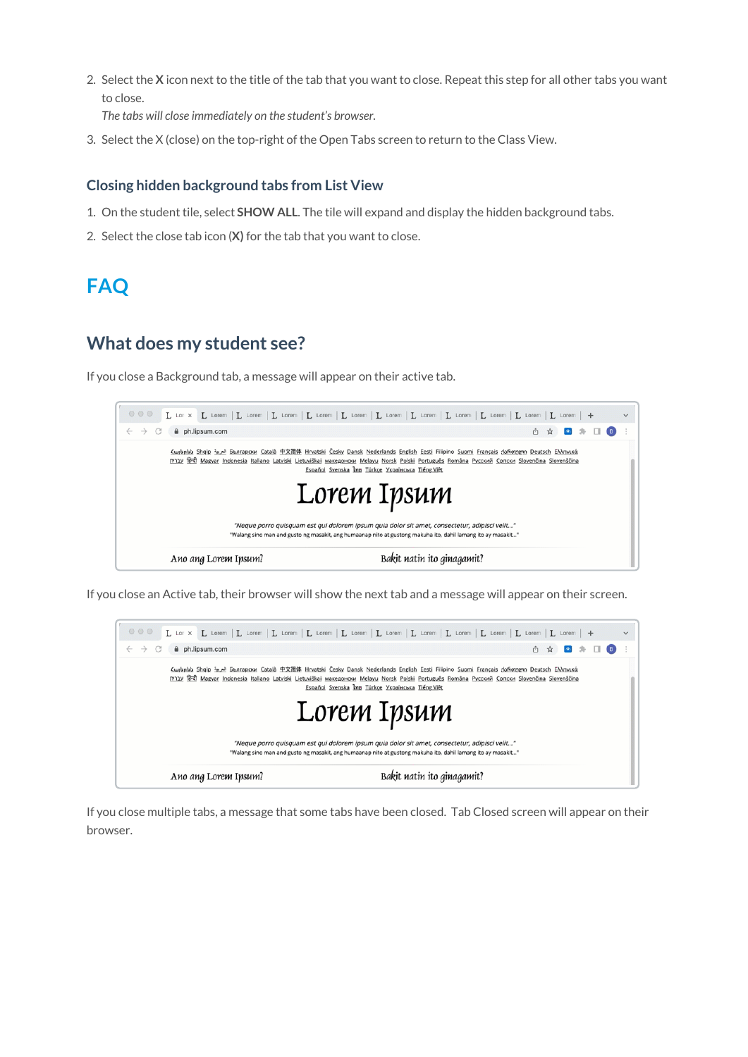2. Select the **X** icon next to the title of the tab that you want to close. Repeat this step for all other tabs you want to close.
   *The tabs will close immediately on the student's browser.*
3. Select the X (close) on the top-right of the Open Tabs screen to return to the Class View.

### Closing hidden background tabs from List View

1. On the student tile, select **SHOW ALL**. The tile will expand and display the hidden background tabs.
2. Select the close tab icon (**X**) for the tab that you want to close.

# FAQ

## What does my student see?

If you close a Background tab, a message will appear on their active tab.

If you close an Active tab, their browser will show the next tab and a message will appear on their screen.

If you close multiple tabs, a message that some tabs have been closed. Tab Closed screen will appear on their browser.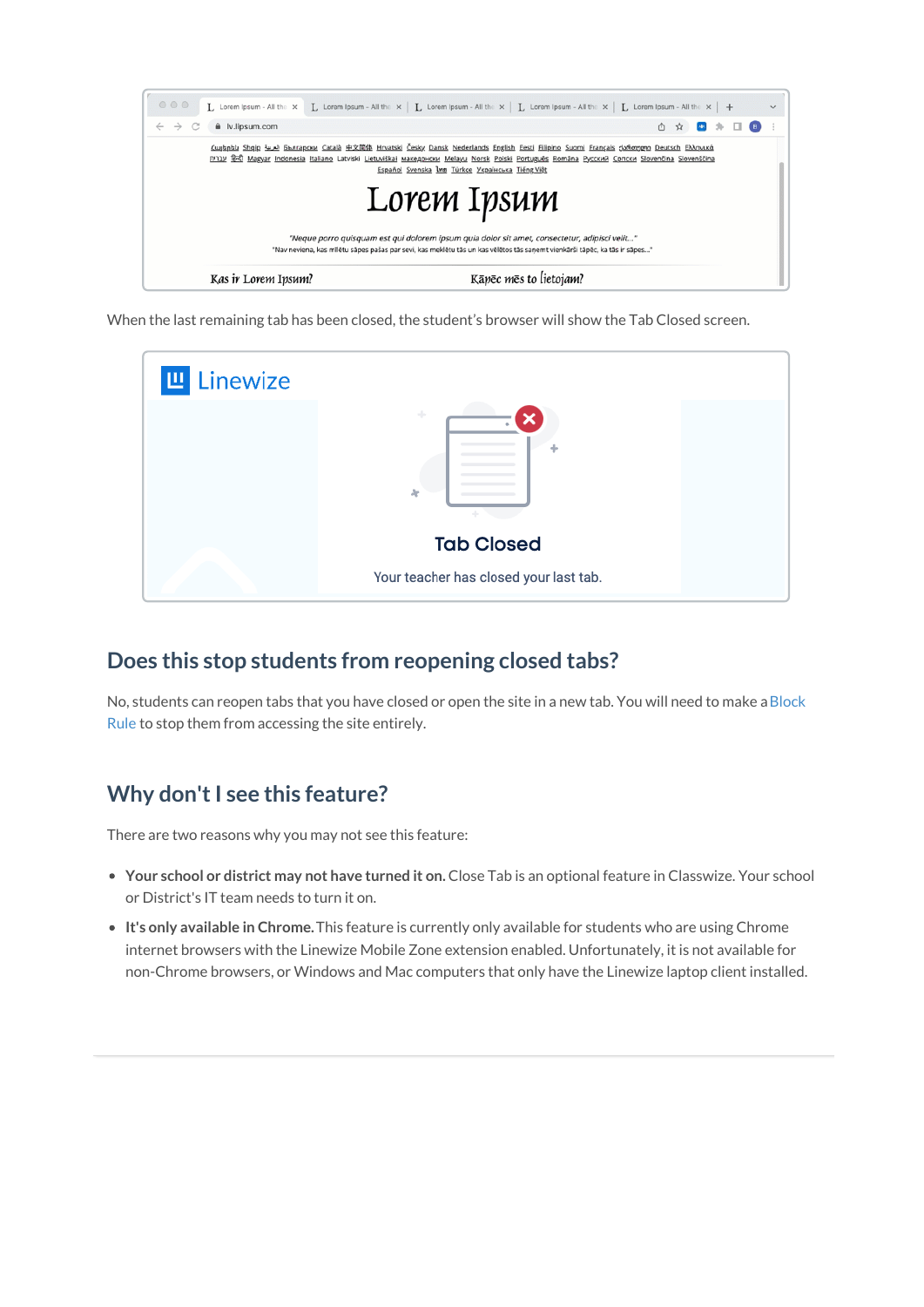When the last remaining tab has been closed, the student's browser will show the Tab Closed screen.

## Does this stop students from reopening closed tabs?

No, students can reopen tabs that you have closed or open the site in a new tab. You will need to make a Block Rule to stop them from accessing the site entirely.

## Why don't I see this feature?

There are two reasons why you may not see this feature:

- **Your school or district may not have turned it on.** Close Tab is an optional feature in Classwize. Your school or District's IT team needs to turn it on.
- **It's only available in Chrome.** This feature is currently only available for students who are using Chrome internet browsers with the Linewize Mobile Zone extension enabled. Unfortunately, it is not available for non-Chrome browsers, or Windows and Mac computers that only have the Linewize laptop client installed.